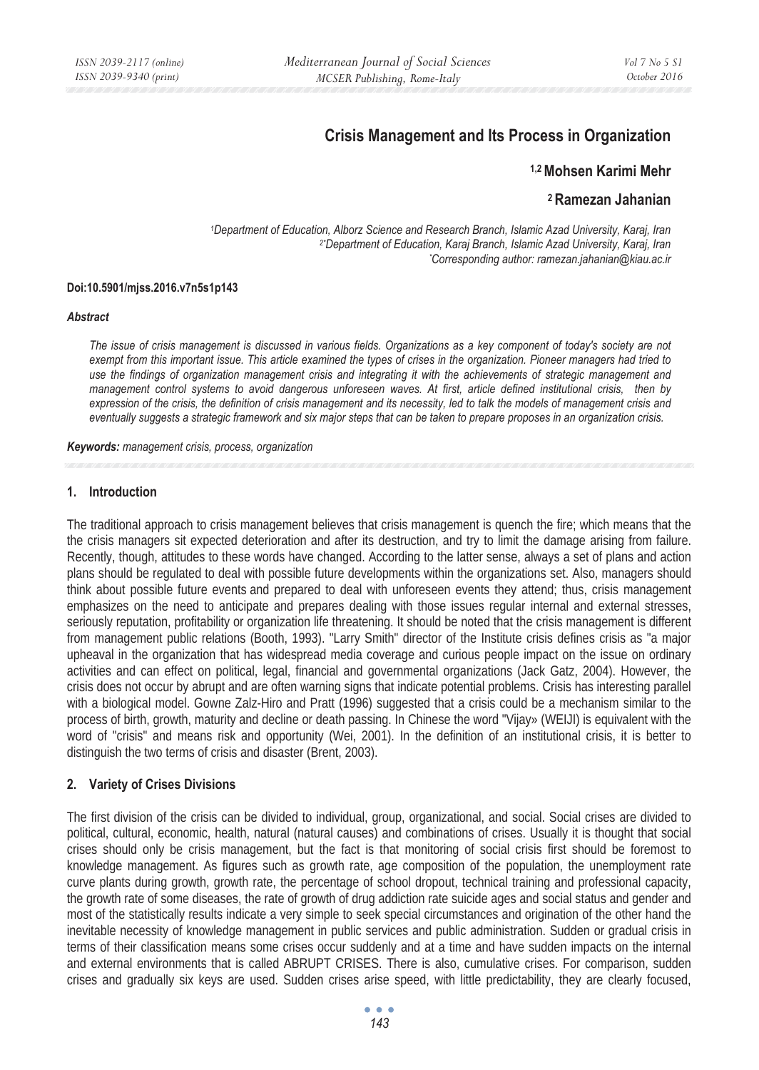# Crisis Management and Its Process in Organization

**[1,2] Mohsen Karimi Mehr**

**[2] Ramezan Jahanian**

*[1]Department of Education, Alborz Science and Research Branch, Islamic Azad University, Karaj, Iran*
*[2*]Department of Education, Karaj Branch, Islamic Azad University, Karaj, Iran*
*[*]Corresponding author: ramezan.jahanian@kiau.ac.ir*

**Doi:10.5901/mjss.2016.v7n5s1p143**

***Abstract***

*The issue of crisis management is discussed in various fields. Organizations as a key component of today's society are not exempt from this important issue. This article examined the types of crises in the organization. Pioneer managers had tried to use the findings of organization management crisis and integrating it with the achievements of strategic management and management control systems to avoid dangerous unforeseen waves. At first, article defined institutional crisis, then by expression of the crisis, the definition of crisis management and its necessity, led to talk the models of management crisis and eventually suggests a strategic framework and six major steps that can be taken to prepare proposes in an organization crisis.*

***Keywords:*** *management crisis, process, organization*

## 1. Introduction

The traditional approach to crisis management believes that crisis management is quench the fire; which means that the the crisis managers sit expected deterioration and after its destruction, and try to limit the damage arising from failure. Recently, though, attitudes to these words have changed. According to the latter sense, always a set of plans and action plans should be regulated to deal with possible future developments within the organizations set. Also, managers should think about possible future events and prepared to deal with unforeseen events they attend; thus, crisis management emphasizes on the need to anticipate and prepares dealing with those issues regular internal and external stresses, seriously reputation, profitability or organization life threatening. It should be noted that the crisis management is different from management public relations (Booth, 1993). "Larry Smith" director of the Institute crisis defines crisis as "a major upheaval in the organization that has widespread media coverage and curious people impact on the issue on ordinary activities and can effect on political, legal, financial and governmental organizations (Jack Gatz, 2004). However, the crisis does not occur by abrupt and are often warning signs that indicate potential problems. Crisis has interesting parallel with a biological model. Gowne Zalz-Hiro and Pratt (1996) suggested that a crisis could be a mechanism similar to the process of birth, growth, maturity and decline or death passing. In Chinese the word "Vijay» (WEIJI) is equivalent with the word of "crisis" and means risk and opportunity (Wei, 2001). In the definition of an institutional crisis, it is better to distinguish the two terms of crisis and disaster (Brent, 2003).

## 2. Variety of Crises Divisions

The first division of the crisis can be divided to individual, group, organizational, and social. Social crises are divided to political, cultural, economic, health, natural (natural causes) and combinations of crises. Usually it is thought that social crises should only be crisis management, but the fact is that monitoring of social crisis first should be foremost to knowledge management. As figures such as growth rate, age composition of the population, the unemployment rate curve plants during growth, growth rate, the percentage of school dropout, technical training and professional capacity, the growth rate of some diseases, the rate of growth of drug addiction rate suicide ages and social status and gender and most of the statistically results indicate a very simple to seek special circumstances and origination of the other hand the inevitable necessity of knowledge management in public services and public administration. Sudden or gradual crisis in terms of their classification means some crises occur suddenly and at a time and have sudden impacts on the internal and external environments that is called ABRUPT CRISES. There is also, cumulative crises. For comparison, sudden crises and gradually six keys are used. Sudden crises arise speed, with little predictability, they are clearly focused,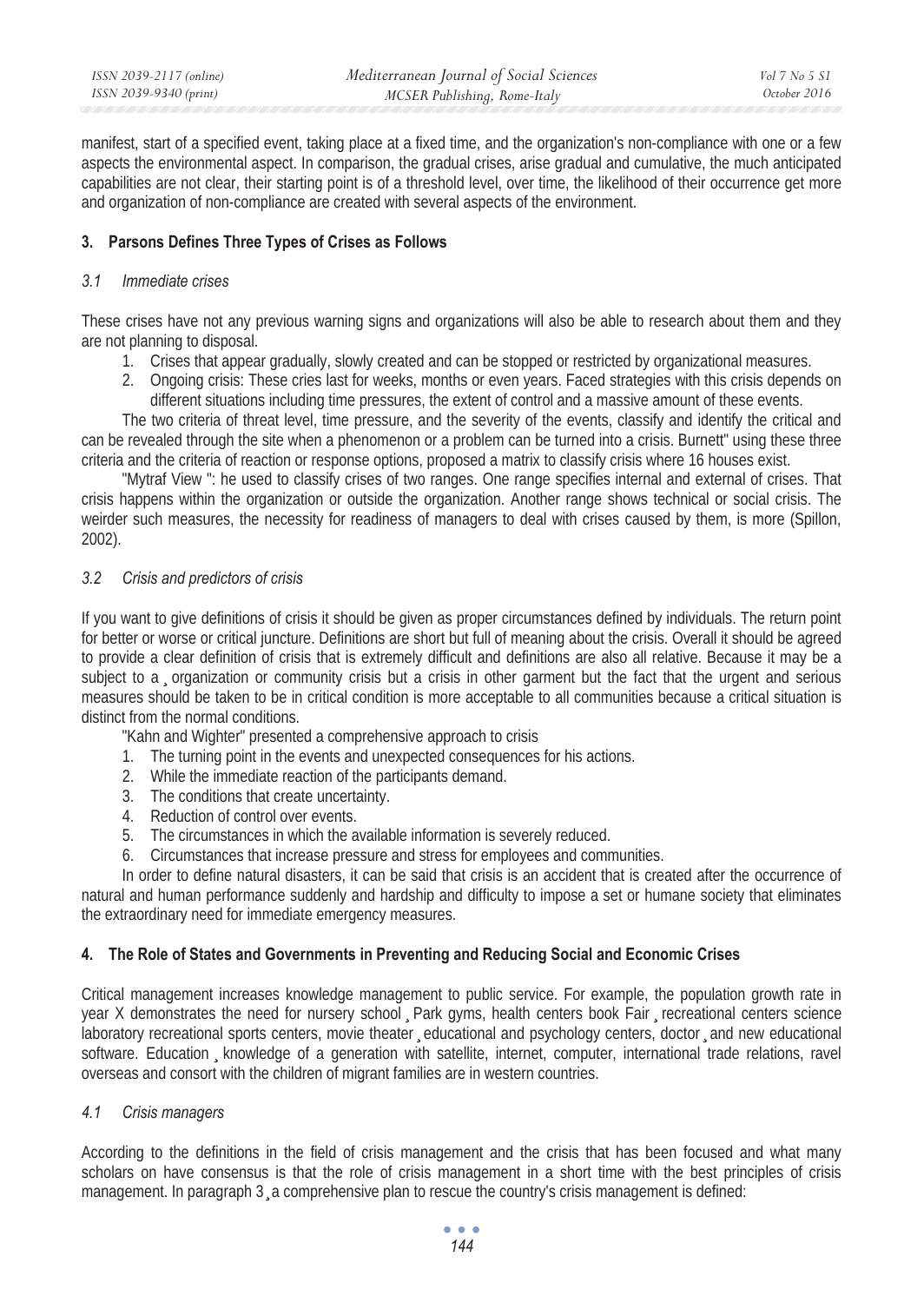manifest, start of a specified event, taking place at a fixed time, and the organization's non-compliance with one or a few aspects the environmental aspect. In comparison, the gradual crises, arise gradual and cumulative, the much anticipated capabilities are not clear, their starting point is of a threshold level, over time, the likelihood of their occurrence get more and organization of non-compliance are created with several aspects of the environment.

## 3. Parsons Defines Three Types of Crises as Follows

### *3.1 Immediate crises*

These crises have not any previous warning signs and organizations will also be able to research about them and they are not planning to disposal.

1. Crises that appear gradually, slowly created and can be stopped or restricted by organizational measures.
2. Ongoing crisis: These cries last for weeks, months or even years. Faced strategies with this crisis depends on different situations including time pressures, the extent of control and a massive amount of these events.

The two criteria of threat level, time pressure, and the severity of the events, classify and identify the critical and can be revealed through the site when a phenomenon or a problem can be turned into a crisis. Burnett" using these three criteria and the criteria of reaction or response options, proposed a matrix to classify crisis where 16 houses exist.

"Mytraf View ": he used to classify crises of two ranges. One range specifies internal and external of crises. That crisis happens within the organization or outside the organization. Another range shows technical or social crisis. The weirder such measures, the necessity for readiness of managers to deal with crises caused by them, is more (Spillon, 2002).

### *3.2 Crisis and predictors of crisis*

If you want to give definitions of crisis it should be given as proper circumstances defined by individuals. The return point for better or worse or critical juncture. Definitions are short but full of meaning about the crisis. Overall it should be agreed to provide a clear definition of crisis that is extremely difficult and definitions are also all relative. Because it may be a subject to a ¸ organization or community crisis but a crisis in other garment but the fact that the urgent and serious measures should be taken to be in critical condition is more acceptable to all communities because a critical situation is distinct from the normal conditions.

"Kahn and Wighter" presented a comprehensive approach to crisis

1. The turning point in the events and unexpected consequences for his actions.
2. While the immediate reaction of the participants demand.
3. The conditions that create uncertainty.
4. Reduction of control over events.
5. The circumstances in which the available information is severely reduced.
6. Circumstances that increase pressure and stress for employees and communities.

In order to define natural disasters, it can be said that crisis is an accident that is created after the occurrence of natural and human performance suddenly and hardship and difficulty to impose a set or humane society that eliminates the extraordinary need for immediate emergency measures.

## 4. The Role of States and Governments in Preventing and Reducing Social and Economic Crises

Critical management increases knowledge management to public service. For example, the population growth rate in year X demonstrates the need for nursery school ¸ Park gyms, health centers book Fair ¸ recreational centers science laboratory recreational sports centers, movie theater ¸ educational and psychology centers, doctor ¸ and new educational software. Education ¸ knowledge of a generation with satellite, internet, computer, international trade relations, ravel overseas and consort with the children of migrant families are in western countries.

### *4.1 Crisis managers*

According to the definitions in the field of crisis management and the crisis that has been focused and what many scholars on have consensus is that the role of crisis management in a short time with the best principles of crisis management. In paragraph 3 ¸ a comprehensive plan to rescue the country's crisis management is defined: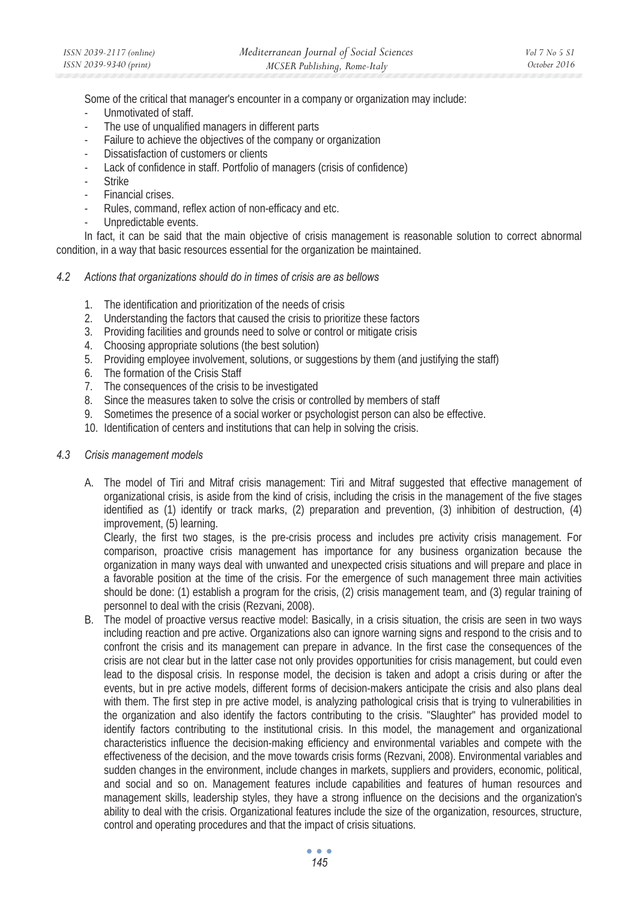Some of the critical that manager's encounter in a company or organization may include:

- Unmotivated of staff.
- The use of unqualified managers in different parts
- Failure to achieve the objectives of the company or organization
- Dissatisfaction of customers or clients
- Lack of confidence in staff. Portfolio of managers (crisis of confidence)
- Strike
- Financial crises.
- Rules, command, reflex action of non-efficacy and etc.
- Unpredictable events.

In fact, it can be said that the main objective of crisis management is reasonable solution to correct abnormal condition, in a way that basic resources essential for the organization be maintained.

### *4.2 Actions that organizations should do in times of crisis are as bellows*

1. The identification and prioritization of the needs of crisis
2. Understanding the factors that caused the crisis to prioritize these factors
3. Providing facilities and grounds need to solve or control or mitigate crisis
4. Choosing appropriate solutions (the best solution)
5. Providing employee involvement, solutions, or suggestions by them (and justifying the staff)
6. The formation of the Crisis Staff
7. The consequences of the crisis to be investigated
8. Since the measures taken to solve the crisis or controlled by members of staff
9. Sometimes the presence of a social worker or psychologist person can also be effective.
10. Identification of centers and institutions that can help in solving the crisis.

### *4.3 Crisis management models*

A. The model of Tiri and Mitraf crisis management: Tiri and Mitraf suggested that effective management of organizational crisis, is aside from the kind of crisis, including the crisis in the management of the five stages identified as (1) identify or track marks, (2) preparation and prevention, (3) inhibition of destruction, (4) improvement, (5) learning.

   Clearly, the first two stages, is the pre-crisis process and includes pre activity crisis management. For comparison, proactive crisis management has importance for any business organization because the organization in many ways deal with unwanted and unexpected crisis situations and will prepare and place in a favorable position at the time of the crisis. For the emergence of such management three main activities should be done: (1) establish a program for the crisis, (2) crisis management team, and (3) regular training of personnel to deal with the crisis (Rezvani, 2008).

B. The model of proactive versus reactive model: Basically, in a crisis situation, the crisis are seen in two ways including reaction and pre active. Organizations also can ignore warning signs and respond to the crisis and to confront the crisis and its management can prepare in advance. In the first case the consequences of the crisis are not clear but in the latter case not only provides opportunities for crisis management, but could even lead to the disposal crisis. In response model, the decision is taken and adopt a crisis during or after the events, but in pre active models, different forms of decision-makers anticipate the crisis and also plans deal with them. The first step in pre active model, is analyzing pathological crisis that is trying to vulnerabilities in the organization and also identify the factors contributing to the crisis. "Slaughter" has provided model to identify factors contributing to the institutional crisis. In this model, the management and organizational characteristics influence the decision-making efficiency and environmental variables and compete with the effectiveness of the decision, and the move towards crisis forms (Rezvani, 2008). Environmental variables and sudden changes in the environment, include changes in markets, suppliers and providers, economic, political, and social and so on. Management features include capabilities and features of human resources and management skills, leadership styles, they have a strong influence on the decisions and the organization's ability to deal with the crisis. Organizational features include the size of the organization, resources, structure, control and operating procedures and that the impact of crisis situations.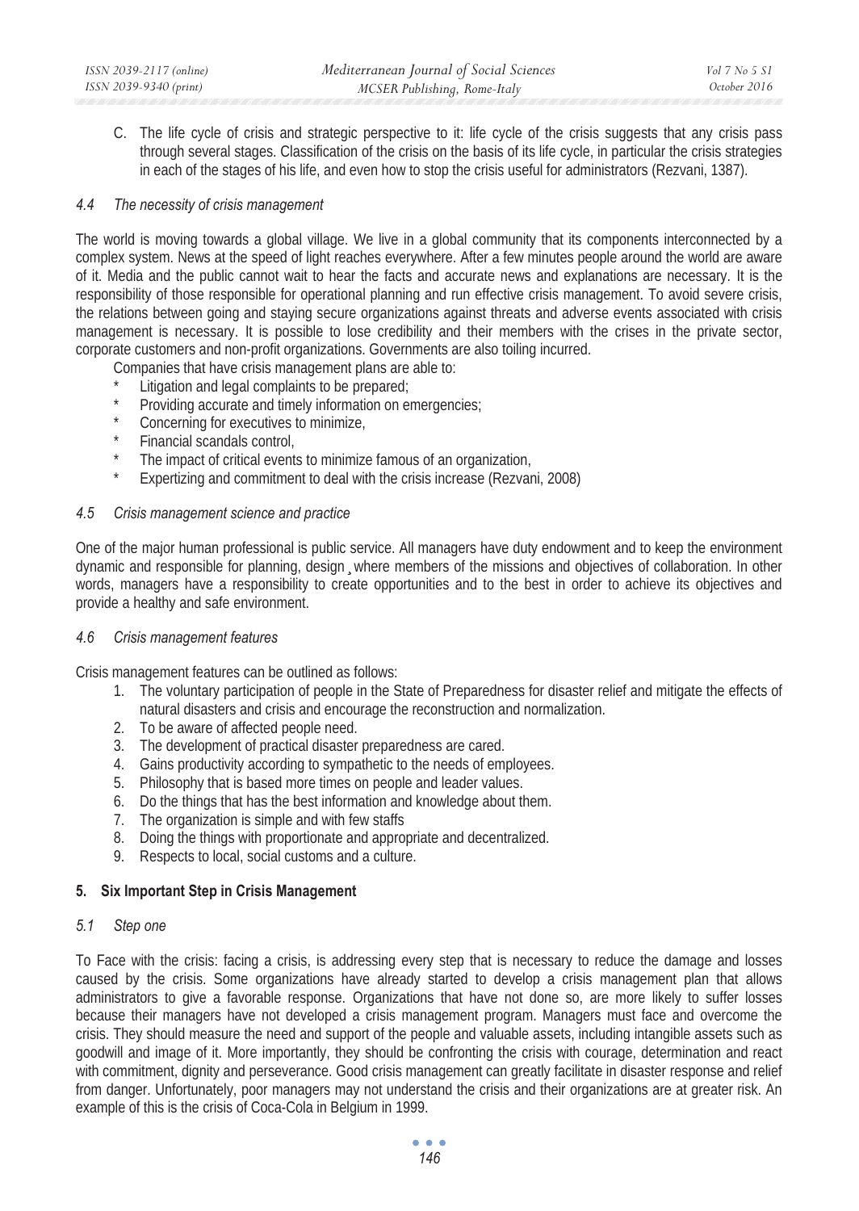C. The life cycle of crisis and strategic perspective to it: life cycle of the crisis suggests that any crisis pass through several stages. Classification of the crisis on the basis of its life cycle, in particular the crisis strategies in each of the stages of his life, and even how to stop the crisis useful for administrators (Rezvani, 1387).

### *4.4 The necessity of crisis management*

The world is moving towards a global village. We live in a global community that its components interconnected by a complex system. News at the speed of light reaches everywhere. After a few minutes people around the world are aware of it. Media and the public cannot wait to hear the facts and accurate news and explanations are necessary. It is the responsibility of those responsible for operational planning and run effective crisis management. To avoid severe crisis, the relations between going and staying secure organizations against threats and adverse events associated with crisis management is necessary. It is possible to lose credibility and their members with the crises in the private sector, corporate customers and non-profit organizations. Governments are also toiling incurred.

Companies that have crisis management plans are able to:

- Litigation and legal complaints to be prepared;
- Providing accurate and timely information on emergencies;
- Concerning for executives to minimize,
- Financial scandals control,
- The impact of critical events to minimize famous of an organization,
- Expertizing and commitment to deal with the crisis increase (Rezvani, 2008)

### *4.5 Crisis management science and practice*

One of the major human professional is public service. All managers have duty endowment and to keep the environment dynamic and responsible for planning, design ¸where members of the missions and objectives of collaboration. In other words, managers have a responsibility to create opportunities and to the best in order to achieve its objectives and provide a healthy and safe environment.

### *4.6 Crisis management features*

Crisis management features can be outlined as follows:

1. The voluntary participation of people in the State of Preparedness for disaster relief and mitigate the effects of natural disasters and crisis and encourage the reconstruction and normalization.
2. To be aware of affected people need.
3. The development of practical disaster preparedness are cared.
4. Gains productivity according to sympathetic to the needs of employees.
5. Philosophy that is based more times on people and leader values.
6. Do the things that has the best information and knowledge about them.
7. The organization is simple and with few staffs
8. Doing the things with proportionate and appropriate and decentralized.
9. Respects to local, social customs and a culture.

## 5. Six Important Step in Crisis Management

### *5.1 Step one*

To Face with the crisis: facing a crisis, is addressing every step that is necessary to reduce the damage and losses caused by the crisis. Some organizations have already started to develop a crisis management plan that allows administrators to give a favorable response. Organizations that have not done so, are more likely to suffer losses because their managers have not developed a crisis management program. Managers must face and overcome the crisis. They should measure the need and support of the people and valuable assets, including intangible assets such as goodwill and image of it. More importantly, they should be confronting the crisis with courage, determination and react with commitment, dignity and perseverance. Good crisis management can greatly facilitate in disaster response and relief from danger. Unfortunately, poor managers may not understand the crisis and their organizations are at greater risk. An example of this is the crisis of Coca-Cola in Belgium in 1999.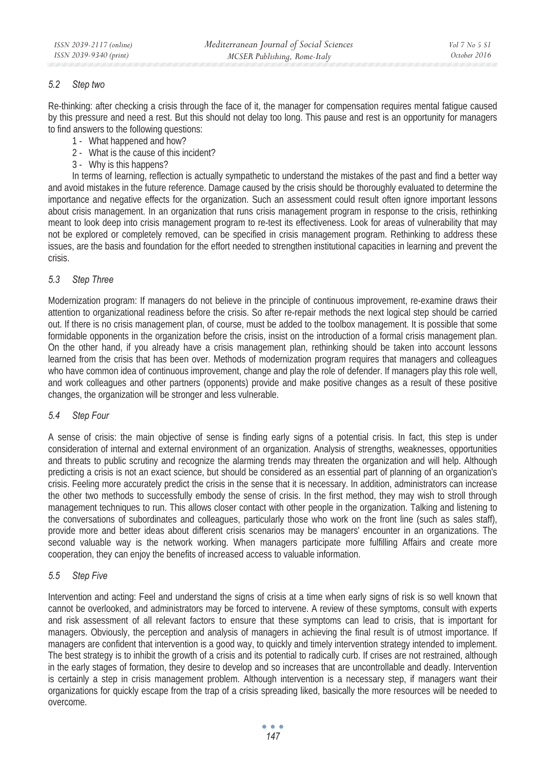### 5.2 Step two

Re-thinking: after checking a crisis through the face of it, the manager for compensation requires mental fatigue caused by this pressure and need a rest. But this should not delay too long. This pause and rest is an opportunity for managers to find answers to the following questions:

1 - What happened and how?
2 - What is the cause of this incident?
3 - Why is this happens?

In terms of learning, reflection is actually sympathetic to understand the mistakes of the past and find a better way and avoid mistakes in the future reference. Damage caused by the crisis should be thoroughly evaluated to determine the importance and negative effects for the organization. Such an assessment could result often ignore important lessons about crisis management. In an organization that runs crisis management program in response to the crisis, rethinking meant to look deep into crisis management program to re-test its effectiveness. Look for areas of vulnerability that may not be explored or completely removed, can be specified in crisis management program. Rethinking to address these issues, are the basis and foundation for the effort needed to strengthen institutional capacities in learning and prevent the crisis.

### 5.3 Step Three

Modernization program: If managers do not believe in the principle of continuous improvement, re-examine draws their attention to organizational readiness before the crisis. So after re-repair methods the next logical step should be carried out. If there is no crisis management plan, of course, must be added to the toolbox management. It is possible that some formidable opponents in the organization before the crisis, insist on the introduction of a formal crisis management plan. On the other hand, if you already have a crisis management plan, rethinking should be taken into account lessons learned from the crisis that has been over. Methods of modernization program requires that managers and colleagues who have common idea of continuous improvement, change and play the role of defender. If managers play this role well, and work colleagues and other partners (opponents) provide and make positive changes as a result of these positive changes, the organization will be stronger and less vulnerable.

### 5.4 Step Four

A sense of crisis: the main objective of sense is finding early signs of a potential crisis. In fact, this step is under consideration of internal and external environment of an organization. Analysis of strengths, weaknesses, opportunities and threats to public scrutiny and recognize the alarming trends may threaten the organization and will help. Although predicting a crisis is not an exact science, but should be considered as an essential part of planning of an organization's crisis. Feeling more accurately predict the crisis in the sense that it is necessary. In addition, administrators can increase the other two methods to successfully embody the sense of crisis. In the first method, they may wish to stroll through management techniques to run. This allows closer contact with other people in the organization. Talking and listening to the conversations of subordinates and colleagues, particularly those who work on the front line (such as sales staff), provide more and better ideas about different crisis scenarios may be managers' encounter in an organizations. The second valuable way is the network working. When managers participate more fulfilling Affairs and create more cooperation, they can enjoy the benefits of increased access to valuable information.

### 5.5 Step Five

Intervention and acting: Feel and understand the signs of crisis at a time when early signs of risk is so well known that cannot be overlooked, and administrators may be forced to intervene. A review of these symptoms, consult with experts and risk assessment of all relevant factors to ensure that these symptoms can lead to crisis, that is important for managers. Obviously, the perception and analysis of managers in achieving the final result is of utmost importance. If managers are confident that intervention is a good way, to quickly and timely intervention strategy intended to implement. The best strategy is to inhibit the growth of a crisis and its potential to radically curb. If crises are not restrained, although in the early stages of formation, they desire to develop and so increases that are uncontrollable and deadly. Intervention is certainly a step in crisis management problem. Although intervention is a necessary step, if managers want their organizations for quickly escape from the trap of a crisis spreading liked, basically the more resources will be needed to overcome.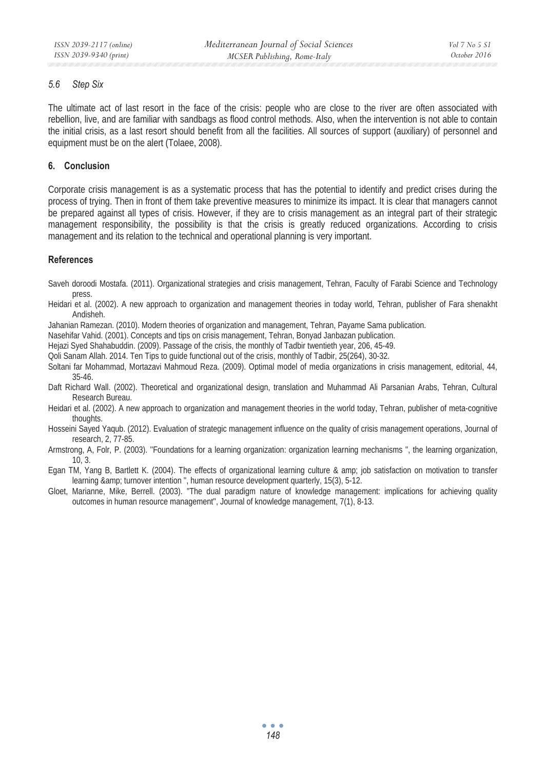### *5.6 Step Six*

The ultimate act of last resort in the face of the crisis: people who are close to the river are often associated with rebellion, live, and are familiar with sandbags as flood control methods. Also, when the intervention is not able to contain the initial crisis, as a last resort should benefit from all the facilities. All sources of support (auxiliary) of personnel and equipment must be on the alert (Tolaee, 2008).

## 6. Conclusion

Corporate crisis management is as a systematic process that has the potential to identify and predict crises during the process of trying. Then in front of them take preventive measures to minimize its impact. It is clear that managers cannot be prepared against all types of crisis. However, if they are to crisis management as an integral part of their strategic management responsibility, the possibility is that the crisis is greatly reduced organizations. According to crisis management and its relation to the technical and operational planning is very important.

## References

Saveh doroodi Mostafa. (2011). Organizational strategies and crisis management, Tehran, Faculty of Farabi Science and Technology press.

Heidari et al. (2002). A new approach to organization and management theories in today world, Tehran, publisher of Fara shenakht Andisheh.

Jahanian Ramezan. (2010). Modern theories of organization and management, Tehran, Payame Sama publication.

Nasehifar Vahid. (2001). Concepts and tips on crisis management, Tehran, Bonyad Janbazan publication.

Hejazi Syed Shahabuddin. (2009). Passage of the crisis, the monthly of Tadbir twentieth year, 206, 45-49.

Qoli Sanam Allah. 2014. Ten Tips to guide functional out of the crisis, monthly of Tadbir, 25(264), 30-32.

Soltani far Mohammad, Mortazavi Mahmoud Reza. (2009). Optimal model of media organizations in crisis management, editorial, 44, 35-46.

Daft Richard Wall. (2002). Theoretical and organizational design, translation and Muhammad Ali Parsanian Arabs, Tehran, Cultural Research Bureau.

Heidari et al. (2002). A new approach to organization and management theories in the world today, Tehran, publisher of meta-cognitive thoughts.

Hosseini Sayed Yaqub. (2012). Evaluation of strategic management influence on the quality of crisis management operations, Journal of research, 2, 77-85.

Armstrong, A, Folr, P. (2003). ''Foundations for a learning organization: organization learning mechanisms '', the learning organization, 10, 3.

Egan TM, Yang B, Bartlett K. (2004). The effects of organizational learning culture &amp; job satisfaction on motivation to transfer learning &amp; turnover intention '', human resource development quarterly, 15(3), 5-12.

Gloet, Marianne, Mike, Berrell. (2003). "The dual paradigm nature of knowledge management: implications for achieving quality outcomes in human resource management'', Journal of knowledge management, 7(1), 8-13.